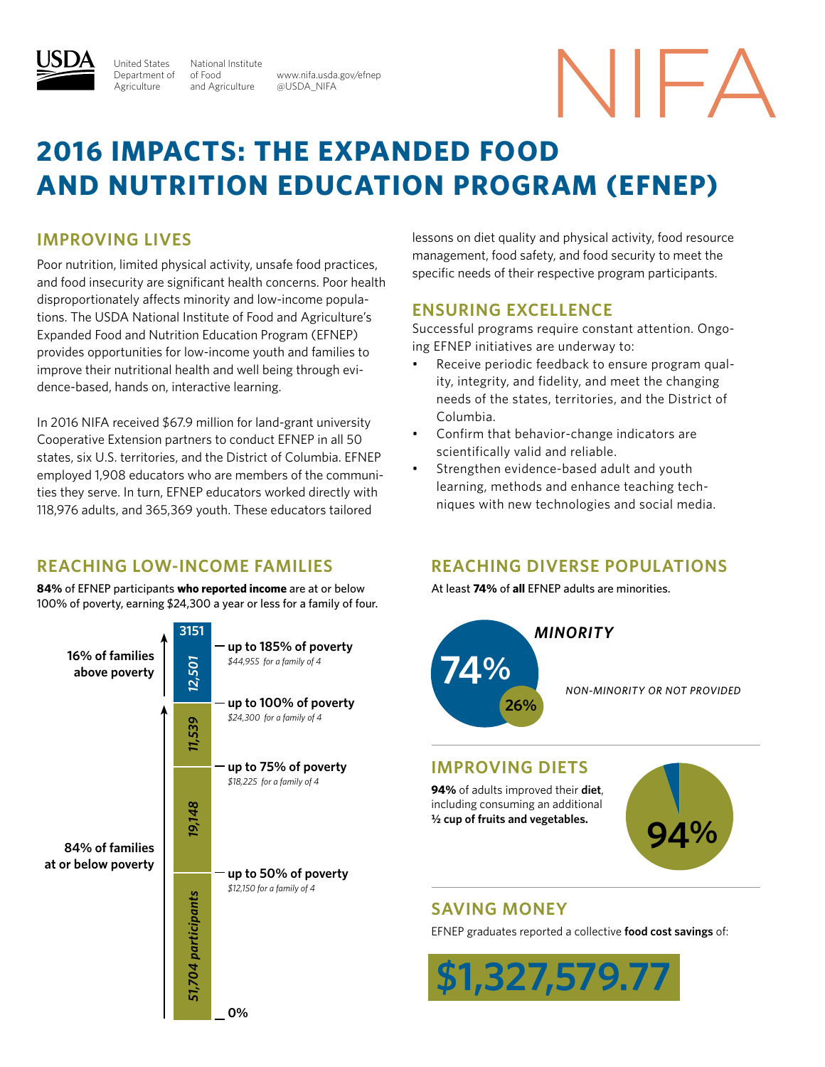USDA United States Department of Agriculture | National Institute of Food and Agriculture

www.nifa.usda.gov/efnep
@USDA_NIFA

NIFA

# 2016 IMPACTS: THE EXPANDED FOOD AND NUTRITION EDUCATION PROGRAM (EFNEP)

## IMPROVING LIVES

Poor nutrition, limited physical activity, unsafe food practices, and food insecurity are significant health concerns. Poor health disproportionately affects minority and low-income populations. The USDA National Institute of Food and Agriculture's Expanded Food and Nutrition Education Program (EFNEP) provides opportunities for low-income youth and families to improve their nutritional health and well being through evidence-based, hands on, interactive learning.

In 2016 NIFA received $67.9 million for land-grant university Cooperative Extension partners to conduct EFNEP in all 50 states, six U.S. territories, and the District of Columbia. EFNEP employed 1,908 educators who are members of the communities they serve. In turn, EFNEP educators worked directly with 118,976 adults, and 365,369 youth. These educators tailored lessons on diet quality and physical activity, food resource management, food safety, and food security to meet the specific needs of their respective program participants.

## ENSURING EXCELLENCE

Successful programs require constant attention. Ongoing EFNEP initiatives are underway to:

- Receive periodic feedback to ensure program quality, integrity, and fidelity, and meet the changing needs of the states, territories, and the District of Columbia.
- Confirm that behavior-change indicators are scientifically valid and reliable.
- Strengthen evidence-based adult and youth learning, methods and enhance teaching techniques with new technologies and social media.

## REACHING LOW-INCOME FAMILIES

**84%** of EFNEP participants **who reported income** are at or below 100% of poverty, earning $24,300 a year or less for a family of four.

| Group | Participants | Poverty level |
|---|---|---|
| 16% of families above poverty | 3151 | above 185% of poverty |
| | 12,501 | up to 185% of poverty — *$44,955 for a family of 4* |
| 84% of families at or below poverty | 11,539 | up to 100% of poverty — *$24,300 for a family of 4* |
| | 19,148 | up to 75% of poverty — *$18,225 for a family of 4* |
| | 51,704 participants | up to 50% of poverty — *$12,150 for a family of 4* |
| | | 0% |

## REACHING DIVERSE POPULATIONS

At least **74%** of **all** EFNEP adults are minorities.

- MINORITY: 74%
- NON-MINORITY OR NOT PROVIDED: 26%

## IMPROVING DIETS

**94%** of adults improved their **diet**, including consuming an additional **½ cup of fruits and vegetables.**

94%

## SAVING MONEY

EFNEP graduates reported a collective **food cost savings** of:

**$1,327,579.77**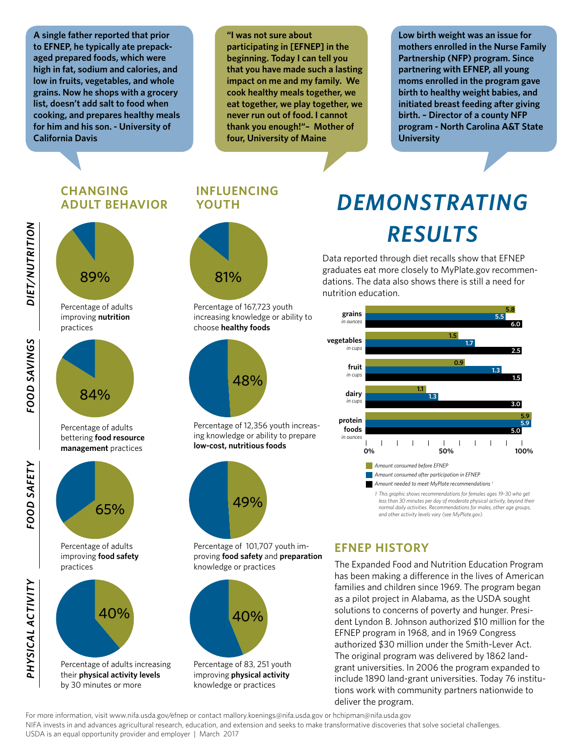A single father reported that prior to EFNEP, he typically ate prepackaged prepared foods, which were high in fat, sodium and calories, and low in fruits, vegetables, and whole grains. Now he shops with a grocery list, doesn't add salt to food when cooking, and prepares healthy meals for him and his son. - University of California Davis

"I was not sure about participating in [EFNEP] in the beginning. Today I can tell you that you have made such a lasting impact on me and my family. We cook healthy meals together, we eat together, we play together, we never run out of food. I cannot thank you enough!"– Mother of four, University of Maine

Low birth weight was an issue for mothers enrolled in the Nurse Family Partnership (NFP) program. Since partnering with EFNEP, all young moms enrolled in the program gave birth to healthy weight babies, and initiated breast feeding after giving birth. – Director of a county NFP program - North Carolina A&T State University

## CHANGING ADULT BEHAVIOR

**DIET/NUTRITION**

89%

Percentage of adults improving **nutrition** practices

**FOOD SAVINGS**

84%

Percentage of adults bettering **food resource management** practices

**FOOD SAFETY**

65%

Percentage of adults improving **food safety** practices

**PHYSICAL ACTIVITY**

40%

Percentage of adults increasing their **physical activity levels** by 30 minutes or more

## INFLUENCING YOUTH

81%

Percentage of 167,723 youth increasing knowledge or ability to choose **healthy foods**

48%

Percentage of 12,356 youth increasing knowledge or ability to prepare **low-cost, nutritious foods**

49%

Percentage of 101,707 youth improving **food safety** and **preparation** knowledge or practices

40%

Percentage of 83, 251 youth improving **physical activity** knowledge or practices

# *DEMONSTRATING RESULTS*

Data reported through diet recalls show that EFNEP graduates eat more closely to MyPlate.gov recommendations. The data also shows there is still a need for nutrition education.

**grains** *in ounces*
5.8
5.5
6.0

**vegetables** *in cups*
1.5
1.7
2.5

**fruit** *in cups*
0.9
1.3
1.5

**dairy** *in cups*
1.1
1.3
3.0

**protein foods** *in ounces*
5.9
5.9
5.0

0% 50% 100%

*Amount consumed before EFNEP*
*Amount consumed after participation in EFNEP*
*Amount needed to meet MyPlate recommendations †*

*† This graphic shows recommendations for females ages 19-30 who get less than 30 minutes per day of moderate physical activity, beyond their normal daily activities. Recommendations for males, other age groups, and other activity levels vary (see MyPlate.gov).*

## EFNEP HISTORY

The Expanded Food and Nutrition Education Program has been making a difference in the lives of American families and children since 1969. The program began as a pilot project in Alabama, as the USDA sought solutions to concerns of poverty and hunger. President Lyndon B. Johnson authorized $10 million for the EFNEP program in 1968, and in 1969 Congress authorized $30 million under the Smith-Lever Act. The original program was delivered by 1862 land-grant universities. In 2006 the program expanded to include 1890 land-grant universities. Today 76 institutions work with community partners nationwide to deliver the program.

For more information, visit www.nifa.usda.gov/efnep or contact mallory.koenings@nifa.usda.gov or hchipman@nifa.usda.gov
NIFA invests in and advances agricultural research, education, and extension and seeks to make transformative discoveries that solve societal challenges.
USDA is an equal opportunity provider and employer | March 2017